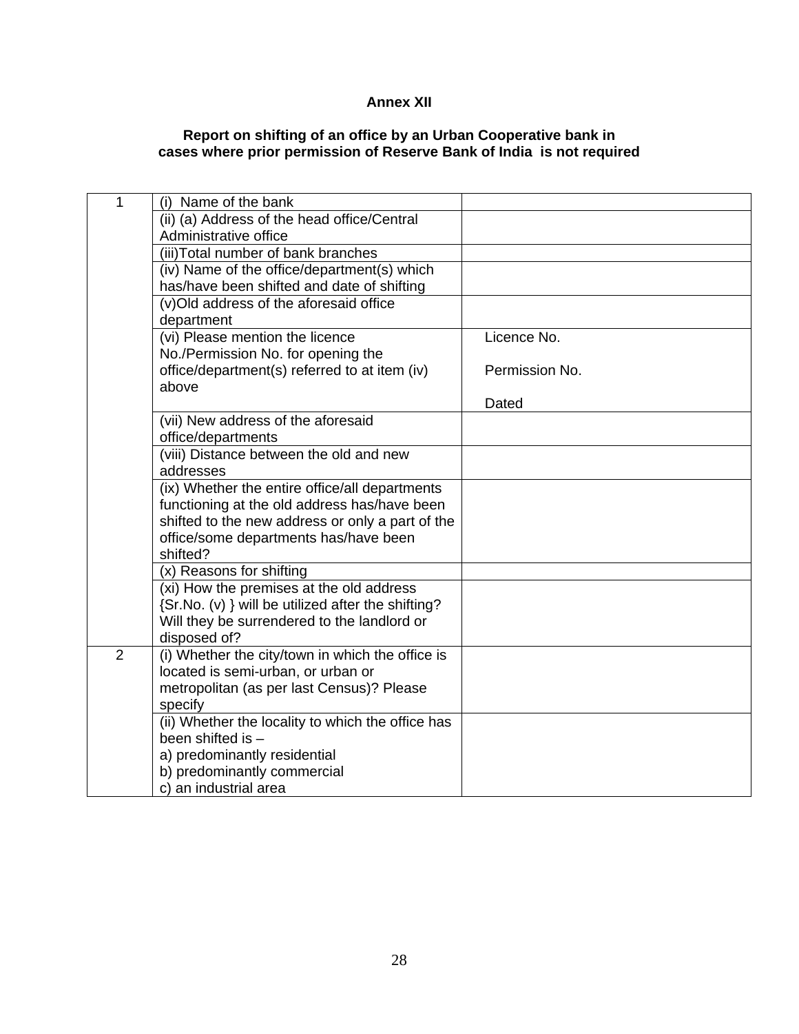**Annex XII**

**Report on shifting of an office by an Urban Cooperative bank in cases where prior permission of Reserve Bank of India is not required**

| | | |
|---|---|---|
| 1 | (i) Name of the bank | |
| | (ii) (a) Address of the head office/Central Administrative office | |
| | (iii)Total number of bank branches | |
| | (iv) Name of the office/department(s) which has/have been shifted and date of shifting | |
| | (v)Old address of the aforesaid office department | |
| | (vi) Please mention the licence No./Permission No. for opening the office/department(s) referred to at item (iv) above | Licence No.<br><br>Permission No.<br><br>Dated |
| | (vii) New address of the aforesaid office/departments | |
| | (viii) Distance between the old and new addresses | |
| | (ix) Whether the entire office/all departments functioning at the old address has/have been shifted to the new address or only a part of the office/some departments has/have been shifted? | |
| | (x) Reasons for shifting | |
| | (xi) How the premises at the old address {Sr.No. (v) } will be utilized after the shifting? Will they be surrendered to the landlord or disposed of? | |
| 2 | (i) Whether the city/town in which the office is located is semi-urban, or urban or metropolitan (as per last Census)? Please specify | |
| | (ii) Whether the locality to which the office has been shifted is –<br>a) predominantly residential<br>b) predominantly commercial<br>c) an industrial area | |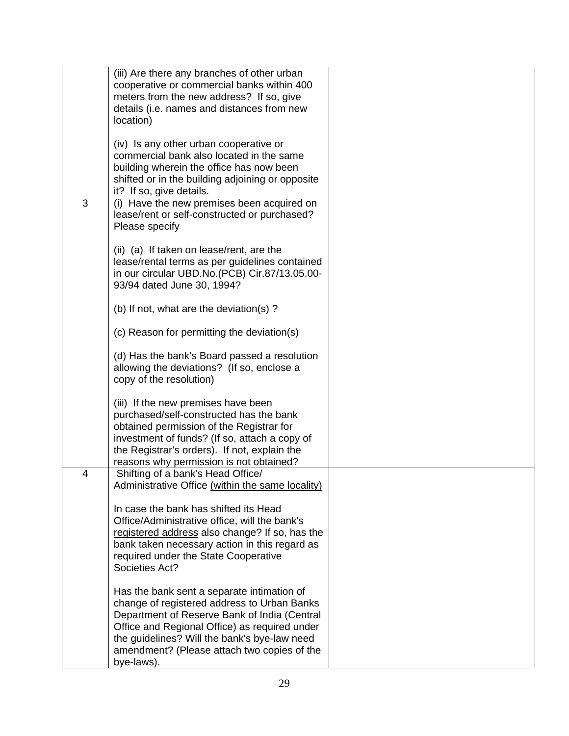| | | |
|---|---|---|
| | (iii) Are there any branches of other urban cooperative or commercial banks within 400 meters from the new address? If so, give details (i.e. names and distances from new location)<br><br>(iv) Is any other urban cooperative or commercial bank also located in the same building wherein the office has now been shifted or in the building adjoining or opposite it? If so, give details. | |
| 3 | (i) Have the new premises been acquired on lease/rent or self-constructed or purchased? Please specify<br><br>(ii) (a) If taken on lease/rent, are the lease/rental terms as per guidelines contained in our circular UBD.No.(PCB) Cir.87/13.05.00-93/94 dated June 30, 1994?<br><br>(b) If not, what are the deviation(s) ?<br><br>(c) Reason for permitting the deviation(s)<br><br>(d) Has the bank's Board passed a resolution allowing the deviations? (If so, enclose a copy of the resolution)<br><br>(iii) If the new premises have been purchased/self-constructed has the bank obtained permission of the Registrar for investment of funds? (If so, attach a copy of the Registrar's orders). If not, explain the reasons why permission is not obtained? | |
| 4 | Shifting of a bank's Head Office/ Administrative Office <u>(within the same locality)</u><br><br>In case the bank has shifted its Head Office/Administrative office, will the bank's <u>registered address</u> also change? If so, has the bank taken necessary action in this regard as required under the State Cooperative Societies Act?<br><br>Has the bank sent a separate intimation of change of registered address to Urban Banks Department of Reserve Bank of India (Central Office and Regional Office) as required under the guidelines? Will the bank's bye-law need amendment? (Please attach two copies of the bye-laws). | |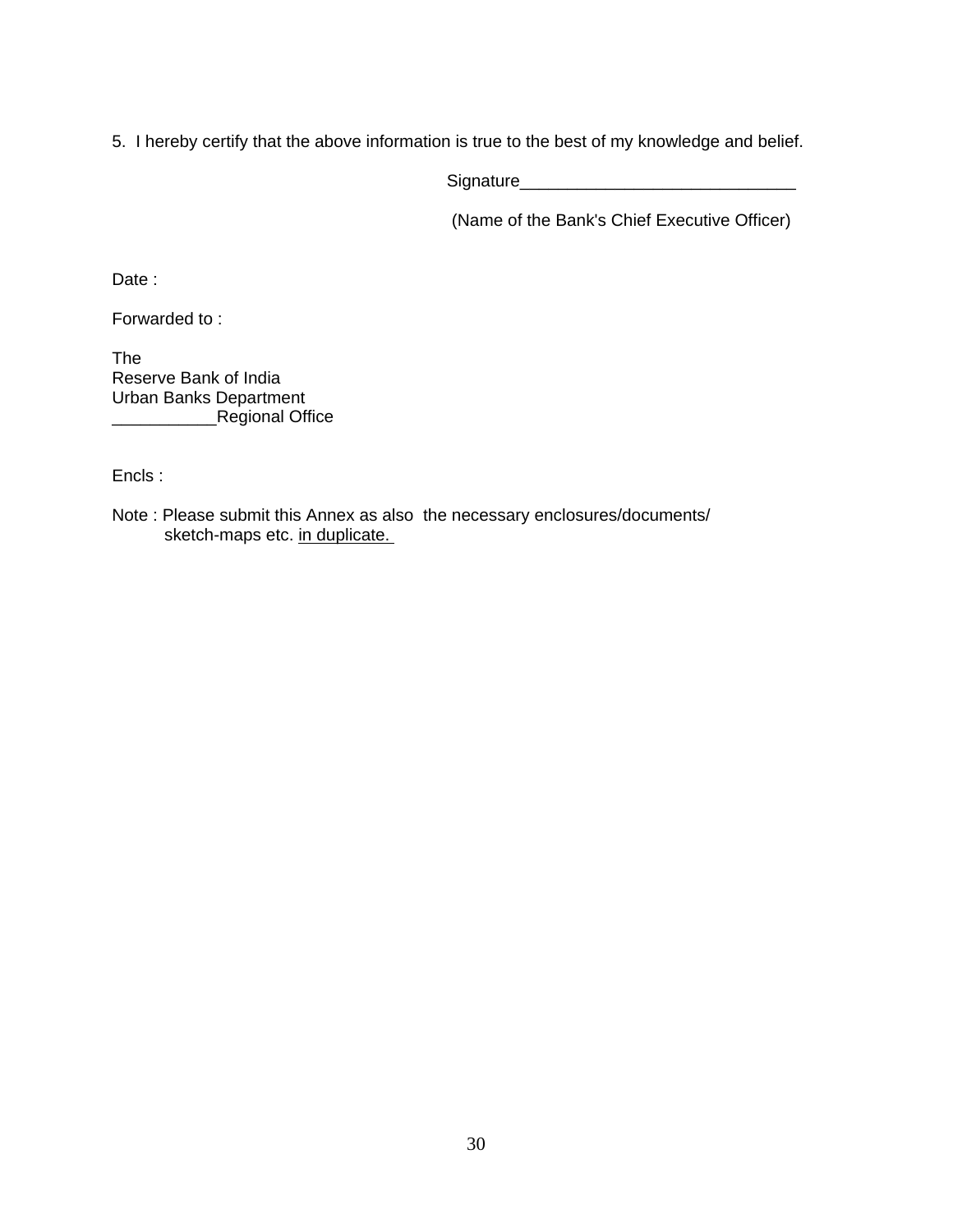5. I hereby certify that the above information is true to the best of my knowledge and belief.

Signature_____________________________

(Name of the Bank's Chief Executive Officer)

Date :

Forwarded to :

The
Reserve Bank of India
Urban Banks Department
___________Regional Office

Encls :

Note : Please submit this Annex as also the necessary enclosures/documents/ sketch-maps etc. <u>in duplicate.</u>